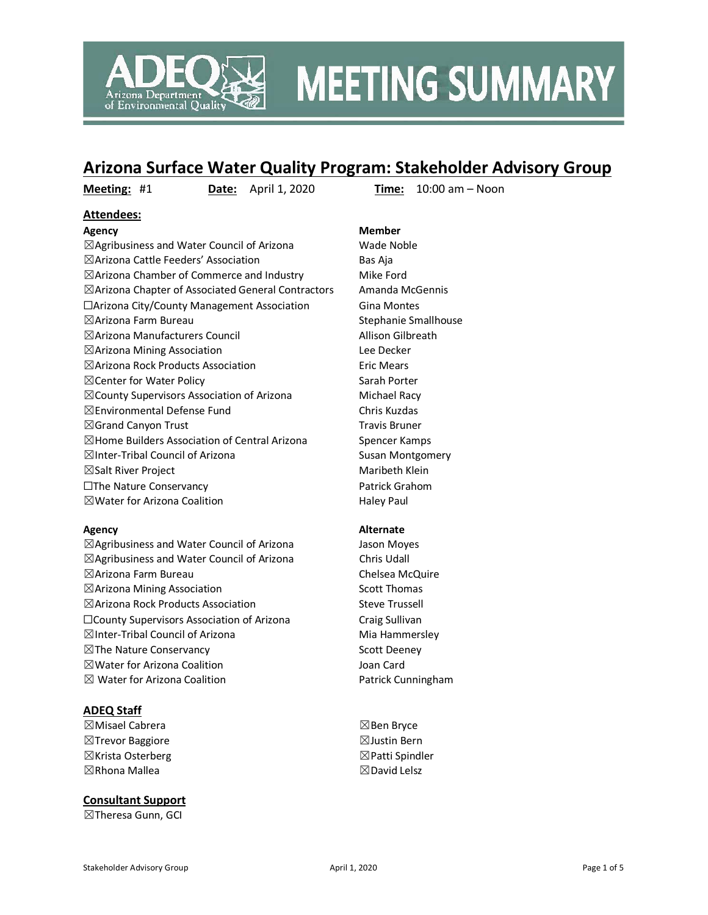# MEETING SUMMARY

ADEQ Arizona Department of Environmental Quality

## Arizona Surface Water Quality Program: Stakeholder Advisory Group

**Meeting:** #1 **Date:** April 1, 2020 **Time:** 10:00 am – Noon

### Attendees:

| Agency | Member |
|---|---|
| ☒Agribusiness and Water Council of Arizona | Wade Noble |
| ☒Arizona Cattle Feeders' Association | Bas Aja |
| ☒Arizona Chamber of Commerce and Industry | Mike Ford |
| ☒Arizona Chapter of Associated General Contractors | Amanda McGennis |
| ☐Arizona City/County Management Association | Gina Montes |
| ☒Arizona Farm Bureau | Stephanie Smallhouse |
| ☒Arizona Manufacturers Council | Allison Gilbreath |
| ☒Arizona Mining Association | Lee Decker |
| ☒Arizona Rock Products Association | Eric Mears |
| ☒Center for Water Policy | Sarah Porter |
| ☒County Supervisors Association of Arizona | Michael Racy |
| ☒Environmental Defense Fund | Chris Kuzdas |
| ☒Grand Canyon Trust | Travis Bruner |
| ☒Home Builders Association of Central Arizona | Spencer Kamps |
| ☒Inter-Tribal Council of Arizona | Susan Montgomery |
| ☒Salt River Project | Maribeth Klein |
| ☐The Nature Conservancy | Patrick Grahom |
| ☒Water for Arizona Coalition | Haley Paul |

| Agency | Alternate |
|---|---|
| ☒Agribusiness and Water Council of Arizona | Jason Moyes |
| ☒Agribusiness and Water Council of Arizona | Chris Udall |
| ☒Arizona Farm Bureau | Chelsea McQuire |
| ☒Arizona Mining Association | Scott Thomas |
| ☒Arizona Rock Products Association | Steve Trussell |
| ☐County Supervisors Association of Arizona | Craig Sullivan |
| ☒Inter-Tribal Council of Arizona | Mia Hammersley |
| ☒The Nature Conservancy | Scott Deeney |
| ☒Water for Arizona Coalition | Joan Card |
| ☒ Water for Arizona Coalition | Patrick Cunningham |

### ADEQ Staff

- ☒Misael Cabrera
- ☒Trevor Baggiore
- ☒Krista Osterberg
- ☒Rhona Mallea
- ☒Ben Bryce
- ☒Justin Bern
- ☒Patti Spindler
- ☒David Lelsz

### Consultant Support

☒Theresa Gunn, GCI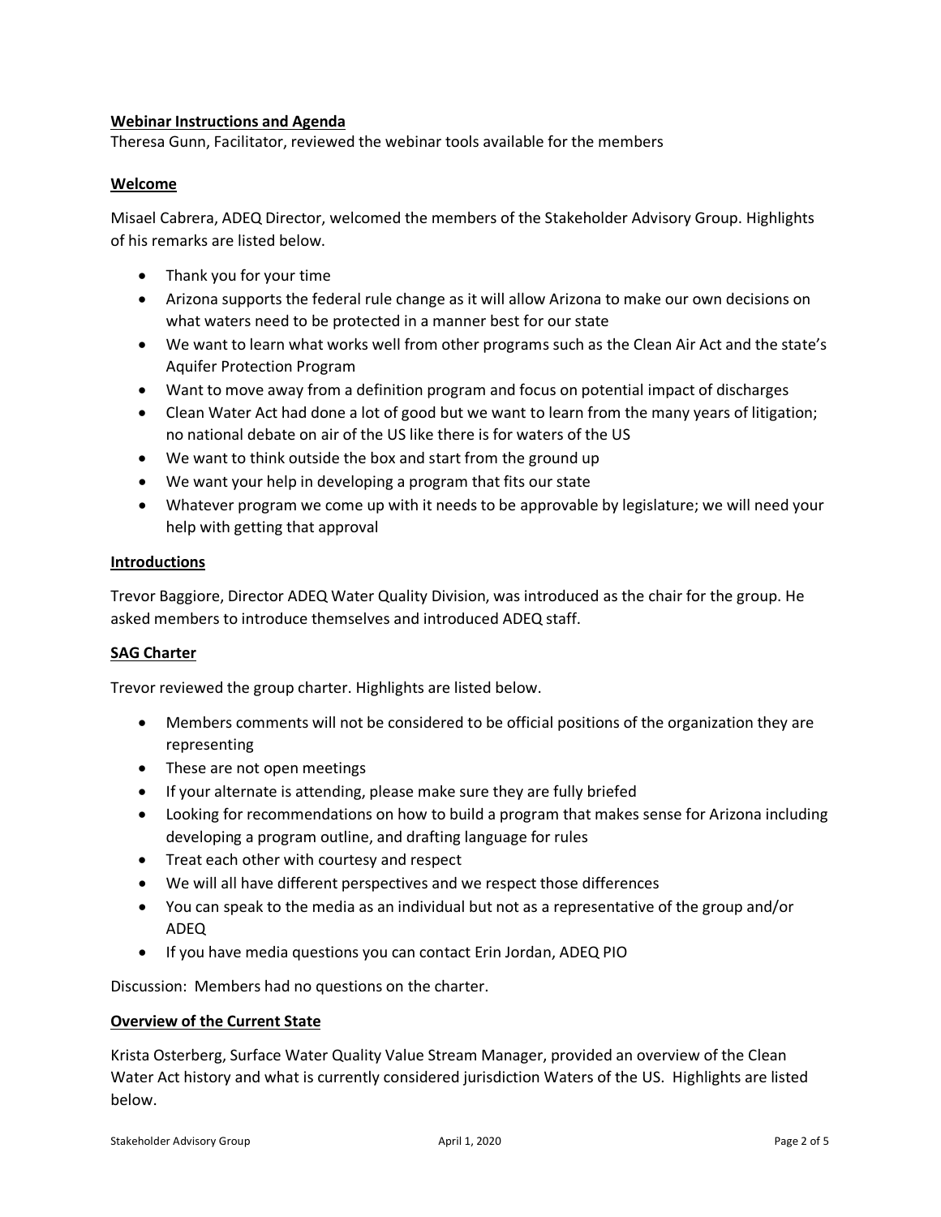**Webinar Instructions and Agenda**

Theresa Gunn, Facilitator, reviewed the webinar tools available for the members

**Welcome**

Misael Cabrera, ADEQ Director, welcomed the members of the Stakeholder Advisory Group. Highlights of his remarks are listed below.

- Thank you for your time
- Arizona supports the federal rule change as it will allow Arizona to make our own decisions on what waters need to be protected in a manner best for our state
- We want to learn what works well from other programs such as the Clean Air Act and the state's Aquifer Protection Program
- Want to move away from a definition program and focus on potential impact of discharges
- Clean Water Act had done a lot of good but we want to learn from the many years of litigation; no national debate on air of the US like there is for waters of the US
- We want to think outside the box and start from the ground up
- We want your help in developing a program that fits our state
- Whatever program we come up with it needs to be approvable by legislature; we will need your help with getting that approval

**Introductions**

Trevor Baggiore, Director ADEQ Water Quality Division, was introduced as the chair for the group. He asked members to introduce themselves and introduced ADEQ staff.

**SAG Charter**

Trevor reviewed the group charter. Highlights are listed below.

- Members comments will not be considered to be official positions of the organization they are representing
- These are not open meetings
- If your alternate is attending, please make sure they are fully briefed
- Looking for recommendations on how to build a program that makes sense for Arizona including developing a program outline, and drafting language for rules
- Treat each other with courtesy and respect
- We will all have different perspectives and we respect those differences
- You can speak to the media as an individual but not as a representative of the group and/or ADEQ
- If you have media questions you can contact Erin Jordan, ADEQ PIO

Discussion: Members had no questions on the charter.

**Overview of the Current State**

Krista Osterberg, Surface Water Quality Value Stream Manager, provided an overview of the Clean Water Act history and what is currently considered jurisdiction Waters of the US. Highlights are listed below.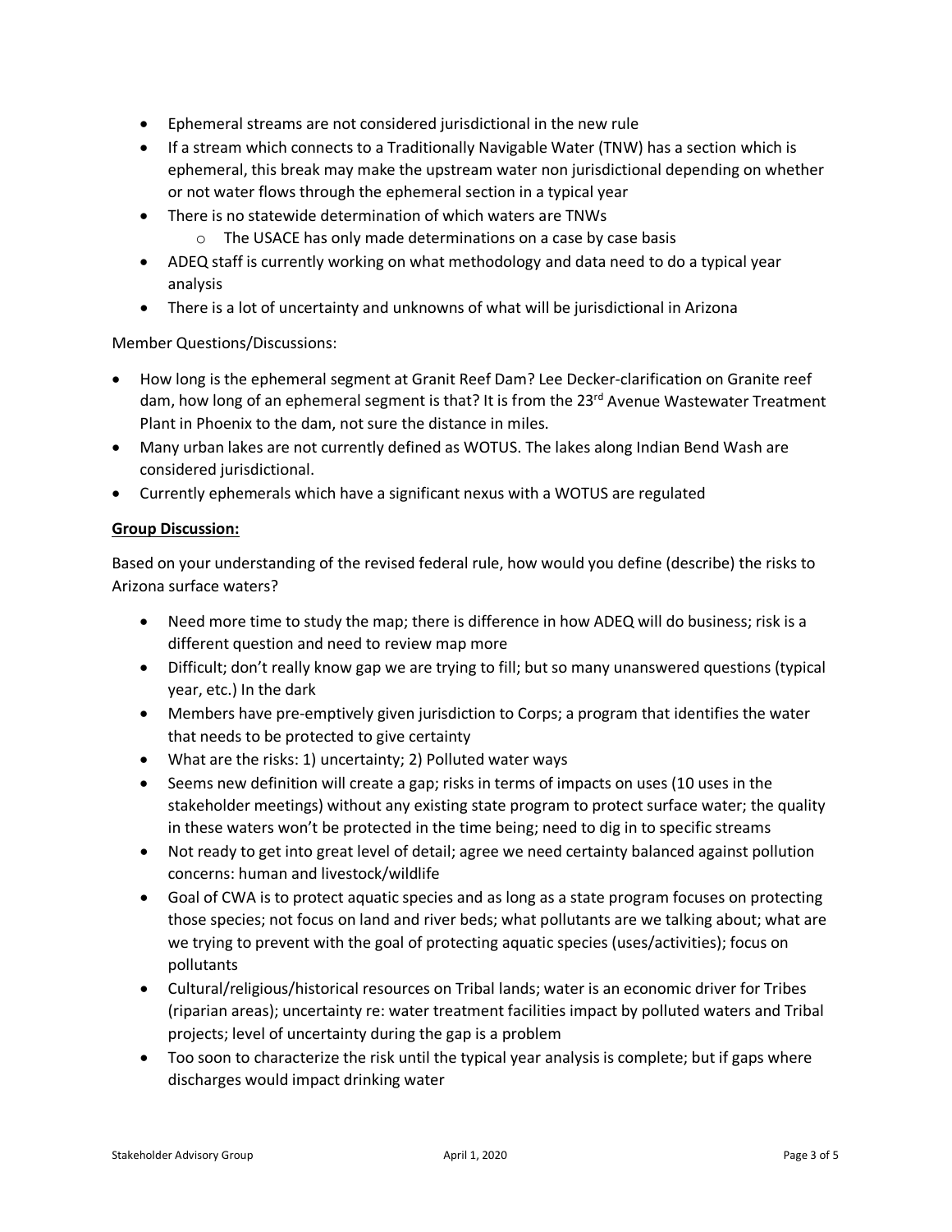- Ephemeral streams are not considered jurisdictional in the new rule
- If a stream which connects to a Traditionally Navigable Water (TNW) has a section which is ephemeral, this break may make the upstream water non jurisdictional depending on whether or not water flows through the ephemeral section in a typical year
- There is no statewide determination of which waters are TNWs
    - The USACE has only made determinations on a case by case basis
- ADEQ staff is currently working on what methodology and data need to do a typical year analysis
- There is a lot of uncertainty and unknowns of what will be jurisdictional in Arizona

Member Questions/Discussions:

- How long is the ephemeral segment at Granit Reef Dam? Lee Decker-clarification on Granite reef dam, how long of an ephemeral segment is that? It is from the 23rd Avenue Wastewater Treatment Plant in Phoenix to the dam, not sure the distance in miles.
- Many urban lakes are not currently defined as WOTUS. The lakes along Indian Bend Wash are considered jurisdictional.
- Currently ephemerals which have a significant nexus with a WOTUS are regulated

**Group Discussion:**

Based on your understanding of the revised federal rule, how would you define (describe) the risks to Arizona surface waters?

- Need more time to study the map; there is difference in how ADEQ will do business; risk is a different question and need to review map more
- Difficult; don't really know gap we are trying to fill; but so many unanswered questions (typical year, etc.) In the dark
- Members have pre-emptively given jurisdiction to Corps; a program that identifies the water that needs to be protected to give certainty
- What are the risks: 1) uncertainty; 2) Polluted water ways
- Seems new definition will create a gap; risks in terms of impacts on uses (10 uses in the stakeholder meetings) without any existing state program to protect surface water; the quality in these waters won't be protected in the time being; need to dig in to specific streams
- Not ready to get into great level of detail; agree we need certainty balanced against pollution concerns: human and livestock/wildlife
- Goal of CWA is to protect aquatic species and as long as a state program focuses on protecting those species; not focus on land and river beds; what pollutants are we talking about; what are we trying to prevent with the goal of protecting aquatic species (uses/activities); focus on pollutants
- Cultural/religious/historical resources on Tribal lands; water is an economic driver for Tribes (riparian areas); uncertainty re: water treatment facilities impact by polluted waters and Tribal projects; level of uncertainty during the gap is a problem
- Too soon to characterize the risk until the typical year analysis is complete; but if gaps where discharges would impact drinking water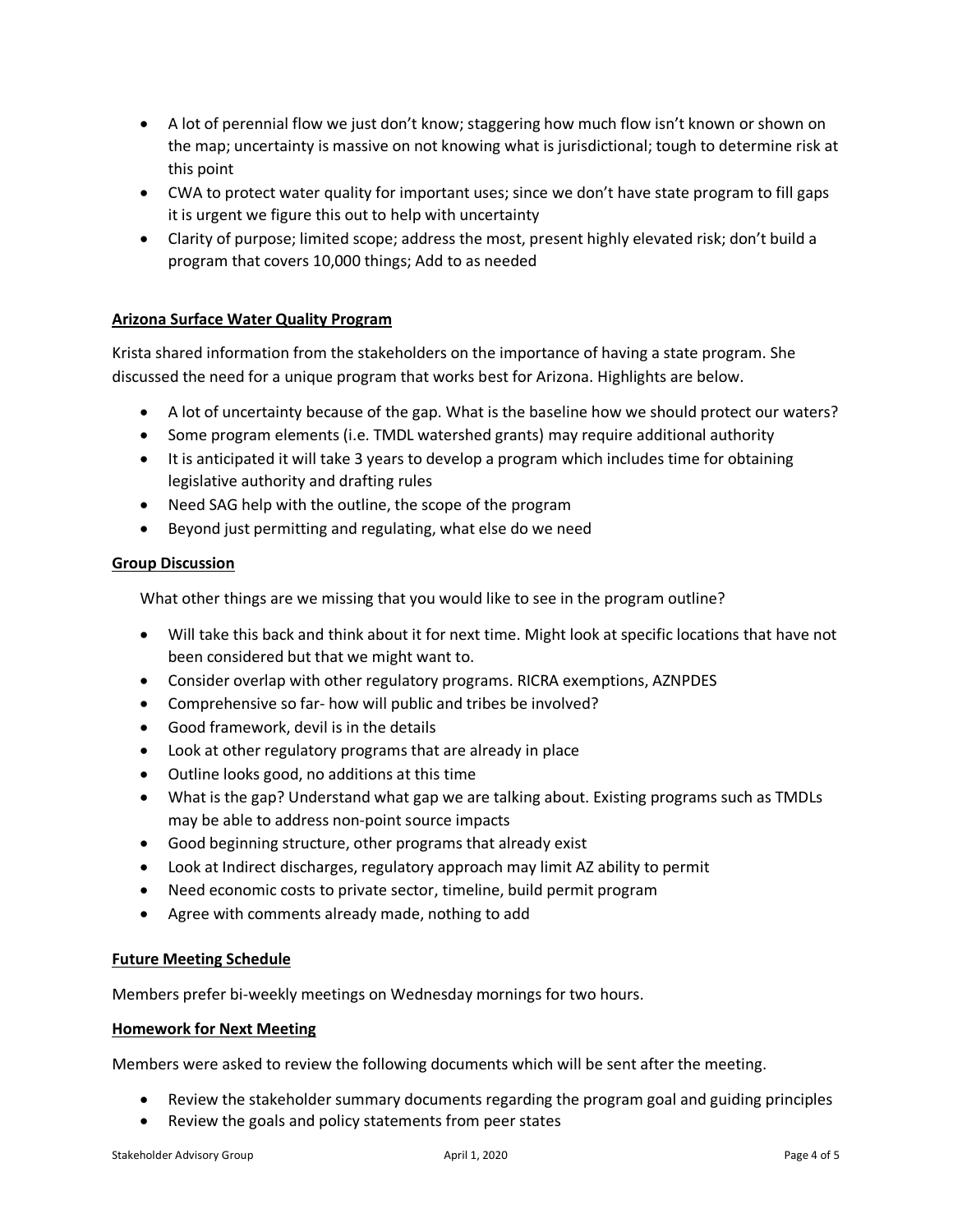- A lot of perennial flow we just don't know; staggering how much flow isn't known or shown on the map; uncertainty is massive on not knowing what is jurisdictional; tough to determine risk at this point
- CWA to protect water quality for important uses; since we don't have state program to fill gaps it is urgent we figure this out to help with uncertainty
- Clarity of purpose; limited scope; address the most, present highly elevated risk; don't build a program that covers 10,000 things; Add to as needed

## Arizona Surface Water Quality Program

Krista shared information from the stakeholders on the importance of having a state program. She discussed the need for a unique program that works best for Arizona. Highlights are below.

- A lot of uncertainty because of the gap. What is the baseline how we should protect our waters?
- Some program elements (i.e. TMDL watershed grants) may require additional authority
- It is anticipated it will take 3 years to develop a program which includes time for obtaining legislative authority and drafting rules
- Need SAG help with the outline, the scope of the program
- Beyond just permitting and regulating, what else do we need

## Group Discussion

What other things are we missing that you would like to see in the program outline?

- Will take this back and think about it for next time. Might look at specific locations that have not been considered but that we might want to.
- Consider overlap with other regulatory programs. RICRA exemptions, AZNPDES
- Comprehensive so far- how will public and tribes be involved?
- Good framework, devil is in the details
- Look at other regulatory programs that are already in place
- Outline looks good, no additions at this time
- What is the gap? Understand what gap we are talking about. Existing programs such as TMDLs may be able to address non-point source impacts
- Good beginning structure, other programs that already exist
- Look at Indirect discharges, regulatory approach may limit AZ ability to permit
- Need economic costs to private sector, timeline, build permit program
- Agree with comments already made, nothing to add

## Future Meeting Schedule

Members prefer bi-weekly meetings on Wednesday mornings for two hours.

## Homework for Next Meeting

Members were asked to review the following documents which will be sent after the meeting.

- Review the stakeholder summary documents regarding the program goal and guiding principles
- Review the goals and policy statements from peer states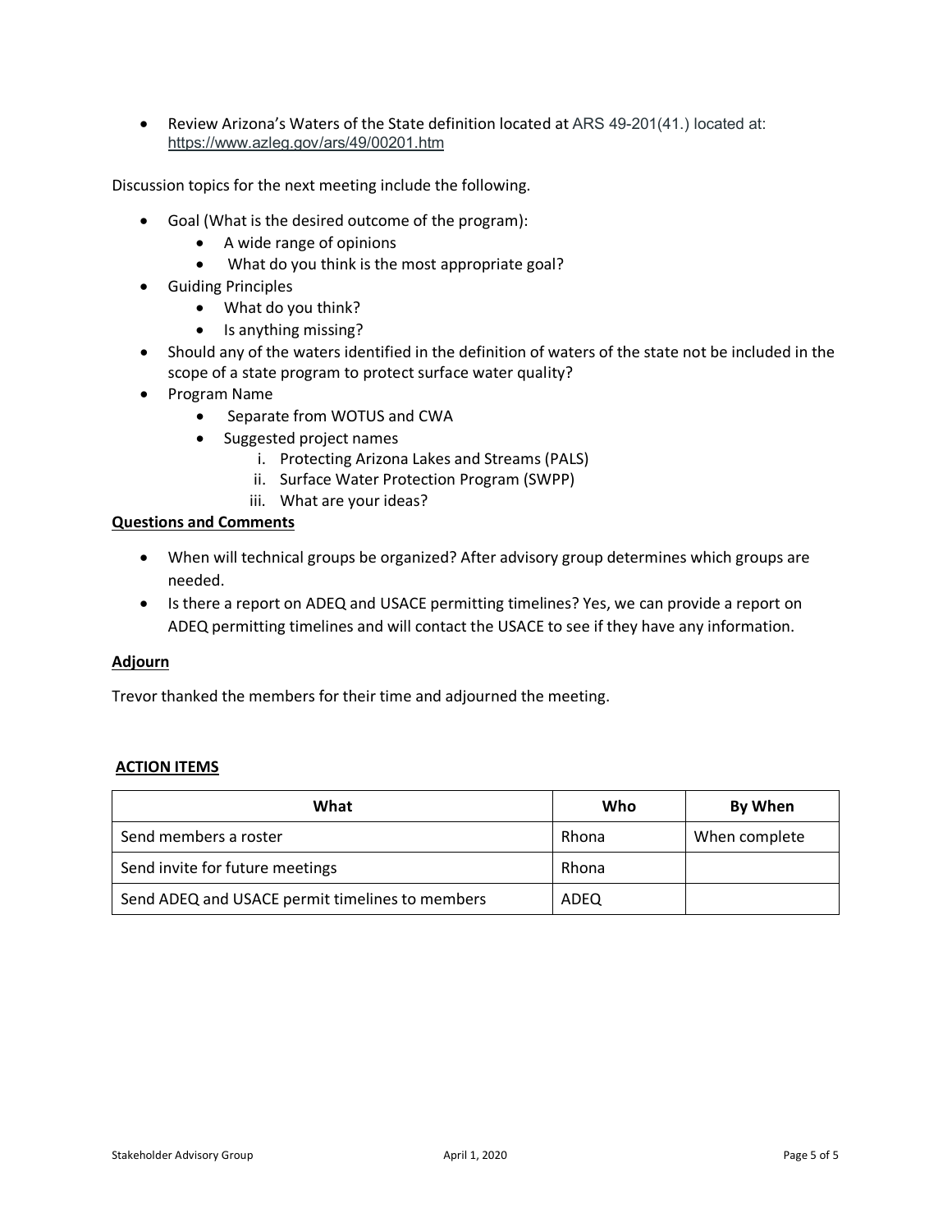- Review Arizona's Waters of the State definition located at ARS 49-201(41.) located at: https://www.azleg.gov/ars/49/00201.htm

Discussion topics for the next meeting include the following.

- Goal (What is the desired outcome of the program):
  - A wide range of opinions
  - What do you think is the most appropriate goal?
- Guiding Principles
  - What do you think?
  - Is anything missing?
- Should any of the waters identified in the definition of waters of the state not be included in the scope of a state program to protect surface water quality?
- Program Name
  - Separate from WOTUS and CWA
  - Suggested project names
    1. Protecting Arizona Lakes and Streams (PALS)
    2. Surface Water Protection Program (SWPP)
    3. What are your ideas?

**Questions and Comments**

- When will technical groups be organized? After advisory group determines which groups are needed.
- Is there a report on ADEQ and USACE permitting timelines? Yes, we can provide a report on ADEQ permitting timelines and will contact the USACE to see if they have any information.

**Adjourn**

Trevor thanked the members for their time and adjourned the meeting.

**ACTION ITEMS**

| What | Who | By When |
|---|---|---|
| Send members a roster | Rhona | When complete |
| Send invite for future meetings | Rhona | |
| Send ADEQ and USACE permit timelines to members | ADEQ | |